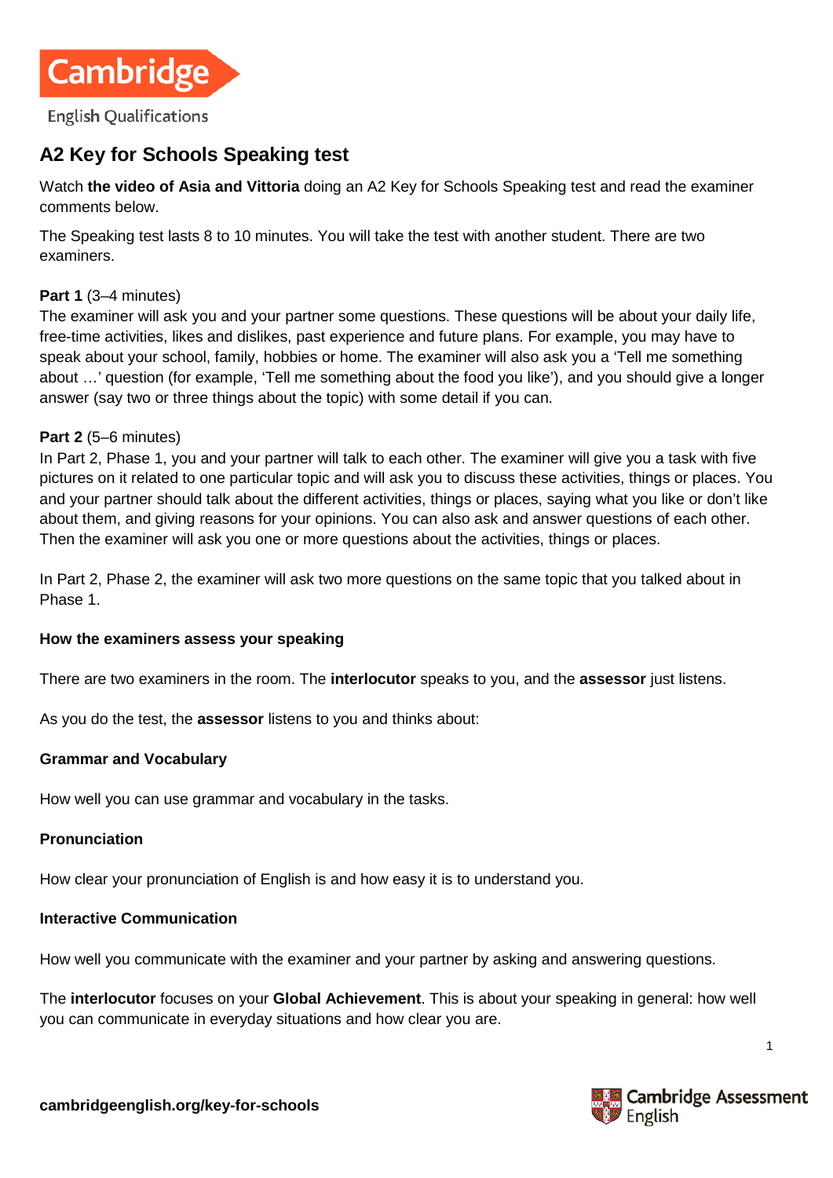Cambridge

English Qualifications

# A2 Key for Schools Speaking test

Watch **the video of Asia and Vittoria** doing an A2 Key for Schools Speaking test and read the examiner comments below.

The Speaking test lasts 8 to 10 minutes. You will take the test with another student. There are two examiners.

**Part 1** (3–4 minutes)
The examiner will ask you and your partner some questions. These questions will be about your daily life, free-time activities, likes and dislikes, past experience and future plans. For example, you may have to speak about your school, family, hobbies or home. The examiner will also ask you a 'Tell me something about …' question (for example, 'Tell me something about the food you like'), and you should give a longer answer (say two or three things about the topic) with some detail if you can.

**Part 2** (5–6 minutes)
In Part 2, Phase 1, you and your partner will talk to each other. The examiner will give you a task with five pictures on it related to one particular topic and will ask you to discuss these activities, things or places. You and your partner should talk about the different activities, things or places, saying what you like or don't like about them, and giving reasons for your opinions. You can also ask and answer questions of each other. Then the examiner will ask you one or more questions about the activities, things or places.

In Part 2, Phase 2, the examiner will ask two more questions on the same topic that you talked about in Phase 1.

**How the examiners assess your speaking**

There are two examiners in the room. The **interlocutor** speaks to you, and the **assessor** just listens.

As you do the test, the **assessor** listens to you and thinks about:

**Grammar and Vocabulary**

How well you can use grammar and vocabulary in the tasks.

**Pronunciation**

How clear your pronunciation of English is and how easy it is to understand you.

**Interactive Communication**

How well you communicate with the examiner and your partner by asking and answering questions.

The **interlocutor** focuses on your **Global Achievement**. This is about your speaking in general: how well you can communicate in everyday situations and how clear you are.

**cambridgeenglish.org/key-for-schools**

Cambridge Assessment English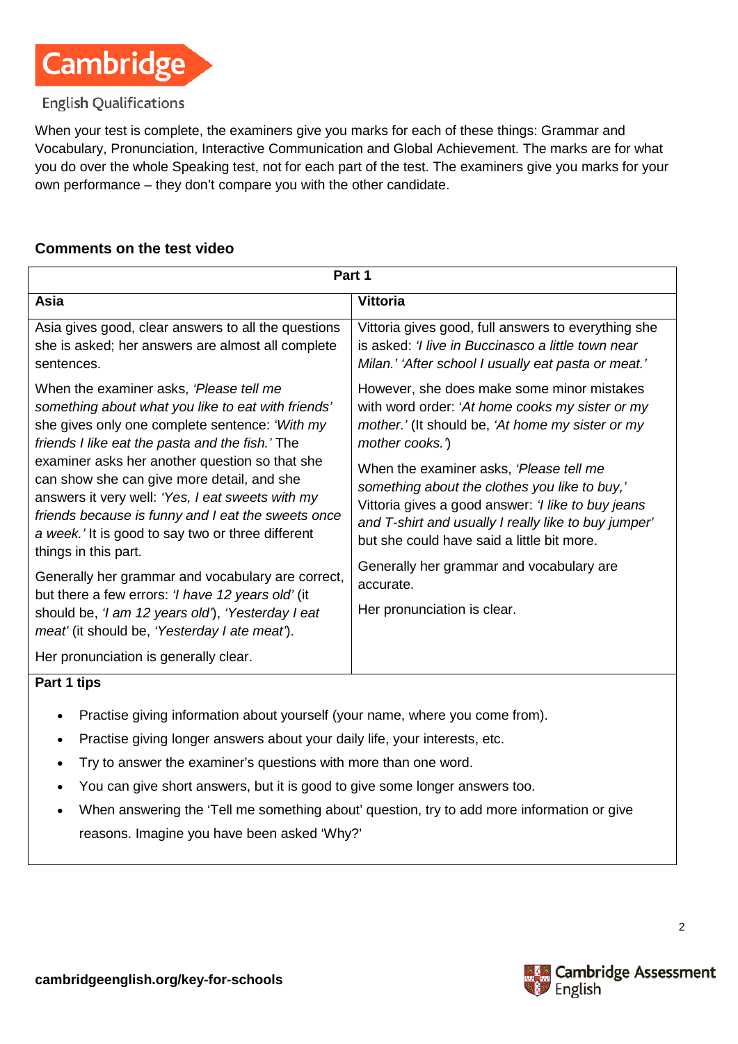When your test is complete, the examiners give you marks for each of these things: Grammar and Vocabulary, Pronunciation, Interactive Communication and Global Achievement. The marks are for what you do over the whole Speaking test, not for each part of the test. The examiners give you marks for your own performance – they don't compare you with the other candidate.

## Comments on the test video

| **Part 1** | |
|---|---|
| **Asia** | **Vittoria** |
| Asia gives good, clear answers to all the questions she is asked; her answers are almost all complete sentences.<br><br>When the examiner asks, *'Please tell me something about what you like to eat with friends'* she gives only one complete sentence: *'With my friends I like eat the pasta and the fish.'* The examiner asks her another question so that she can show she can give more detail, and she answers it very well: *'Yes, I eat sweets with my friends because is funny and I eat the sweets once a week.'* It is good to say two or three different things in this part.<br><br>Generally her grammar and vocabulary are correct, but there a few errors: *'I have 12 years old'* (it should be, *'I am 12 years old'*), *'Yesterday I eat meat'* (it should be, *'Yesterday I ate meat'*).<br><br>Her pronunciation is generally clear. | Vittoria gives good, full answers to everything she is asked: *'I live in Buccinasco a little town near Milan.' 'After school I usually eat pasta or meat.'*<br><br>However, she does make some minor mistakes with word order: '*At home cooks my sister or my mother.'* (It should be, *'At home my sister or my mother cooks.'*)<br><br>When the examiner asks, *'Please tell me something about the clothes you like to buy,'* Vittoria gives a good answer: *'I like to buy jeans and T-shirt and usually I really like to buy jumper'* but she could have said a little bit more.<br><br>Generally her grammar and vocabulary are accurate.<br><br>Her pronunciation is clear. |

**Part 1 tips**

- Practise giving information about yourself (your name, where you come from).
- Practise giving longer answers about your daily life, your interests, etc.
- Try to answer the examiner's questions with more than one word.
- You can give short answers, but it is good to give some longer answers too.
- When answering the 'Tell me something about' question, try to add more information or give reasons. Imagine you have been asked 'Why?'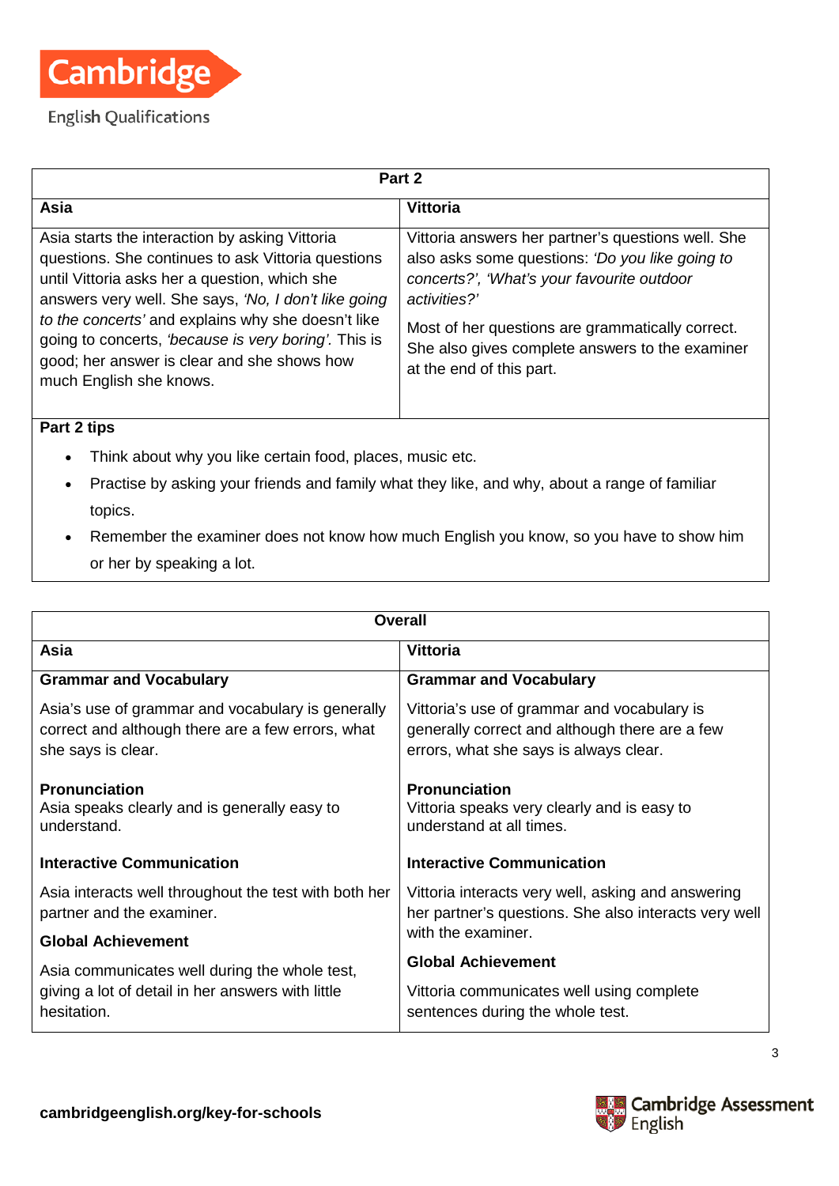| Part 2 | |
|---|---|
| **Asia** | **Vittoria** |
| Asia starts the interaction by asking Vittoria questions. She continues to ask Vittoria questions until Vittoria asks her a question, which she answers very well. She says, *'No, I don't like going to the concerts'* and explains why she doesn't like going to concerts, *'because is very boring'*. This is good; her answer is clear and she shows how much English she knows. | Vittoria answers her partner's questions well. She also asks some questions: *'Do you like going to concerts?', 'What's your favourite outdoor activities?'* <br><br> Most of her questions are grammatically correct. She also gives complete answers to the examiner at the end of this part. |

**Part 2 tips**

- Think about why you like certain food, places, music etc.
- Practise by asking your friends and family what they like, and why, about a range of familiar topics.
- Remember the examiner does not know how much English you know, so you have to show him or her by speaking a lot.

| Overall | |
|---|---|
| **Asia** | **Vittoria** |
| **Grammar and Vocabulary** <br><br> Asia's use of grammar and vocabulary is generally correct and although there are a few errors, what she says is clear. | **Grammar and Vocabulary** <br><br> Vittoria's use of grammar and vocabulary is generally correct and although there are a few errors, what she says is always clear. |
| **Pronunciation** <br> Asia speaks clearly and is generally easy to understand. | **Pronunciation** <br> Vittoria speaks very clearly and is easy to understand at all times. |
| **Interactive Communication** <br><br> Asia interacts well throughout the test with both her partner and the examiner. | **Interactive Communication** <br><br> Vittoria interacts very well, asking and answering her partner's questions. She also interacts very well with the examiner. |
| **Global Achievement** <br><br> Asia communicates well during the whole test, giving a lot of detail in her answers with little hesitation. | **Global Achievement** <br><br> Vittoria communicates well using complete sentences during the whole test. |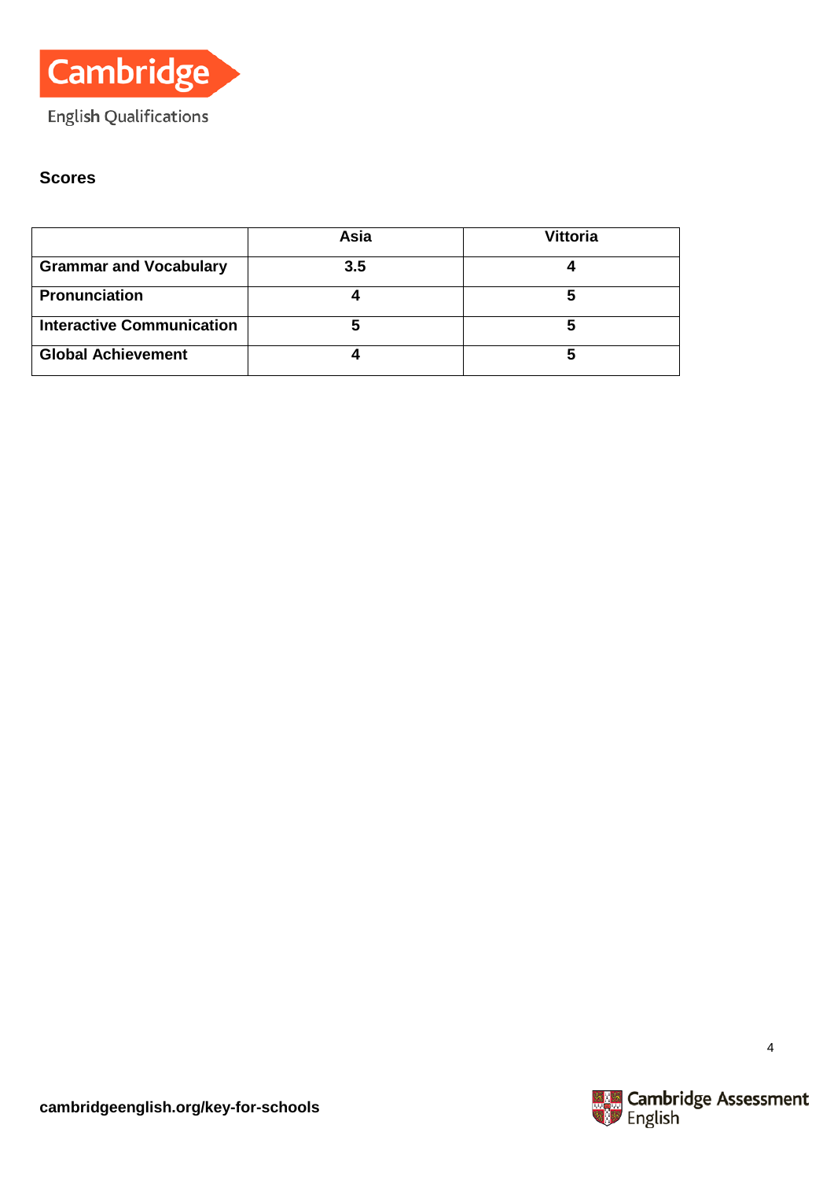## Scores

| | Asia | Vittoria |
|---|---|---|
| **Grammar and Vocabulary** | **3.5** | **4** |
| **Pronunciation** | **4** | **5** |
| **Interactive Communication** | **5** | **5** |
| **Global Achievement** | **4** | **5** |